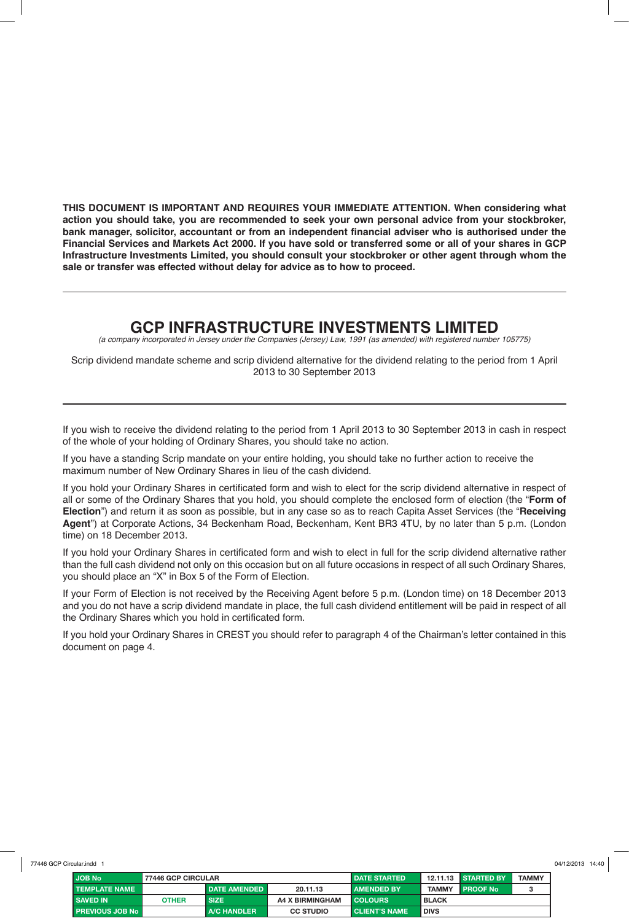**THIS DOCUMENT IS IMPORTANT AND REQUIRES YOUR IMMEDIATE ATTENTION. When considering what action you should take, you are recommended to seek your own personal advice from your stockbroker, bank manager, solicitor, accountant or from an independent financial adviser who is authorised under the Financial Services and Markets Act 2000. If you have sold or transferred some or all of your shares in GCP Infrastructure Investments Limited, you should consult your stockbroker or other agent through whom the sale or transfer was effected without delay for advice as to how to proceed.**

# GCP INFRASTRUCTURE INVESTMENTS LIMITED

*(a company incorporated in Jersey under the Companies (Jersey) Law, 1991 (as amended) with registered number 105775)*

Scrip dividend mandate scheme and scrip dividend alternative for the dividend relating to the period from 1 April 2013 to 30 September 2013

If you wish to receive the dividend relating to the period from 1 April 2013 to 30 September 2013 in cash in respect of the whole of your holding of Ordinary Shares, you should take no action.

If you have a standing Scrip mandate on your entire holding, you should take no further action to receive the maximum number of New Ordinary Shares in lieu of the cash dividend.

If you hold your Ordinary Shares in certificated form and wish to elect for the scrip dividend alternative in respect of all or some of the Ordinary Shares that you hold, you should complete the enclosed form of election (the "**Form of Election**") and return it as soon as possible, but in any case so as to reach Capita Asset Services (the "**Receiving Agent**") at Corporate Actions, 34 Beckenham Road, Beckenham, Kent BR3 4TU, by no later than 5 p.m. (London time) on 18 December 2013.

If you hold your Ordinary Shares in certificated form and wish to elect in full for the scrip dividend alternative rather than the full cash dividend not only on this occasion but on all future occasions in respect of all such Ordinary Shares, you should place an "X" in Box 5 of the Form of Election.

If your Form of Election is not received by the Receiving Agent before 5 p.m. (London time) on 18 December 2013 and you do not have a scrip dividend mandate in place, the full cash dividend entitlement will be paid in respect of all the Ordinary Shares which you hold in certificated form.

If you hold your Ordinary Shares in CREST you should refer to paragraph 4 of the Chairman's letter contained in this document on page 4.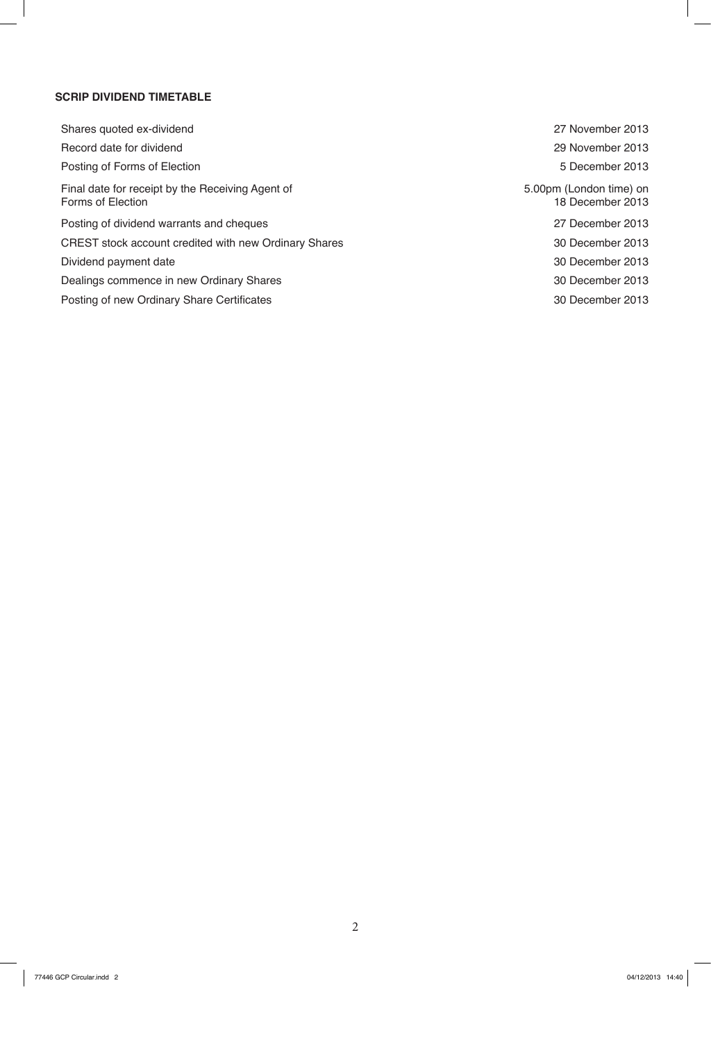**SCRIP DIVIDEND TIMETABLE**

| | |
|---|---|
| Shares quoted ex-dividend | 27 November 2013 |
| Record date for dividend | 29 November 2013 |
| Posting of Forms of Election | 5 December 2013 |
| Final date for receipt by the Receiving Agent of Forms of Election | 5.00pm (London time) on 18 December 2013 |
| Posting of dividend warrants and cheques | 27 December 2013 |
| CREST stock account credited with new Ordinary Shares | 30 December 2013 |
| Dividend payment date | 30 December 2013 |
| Dealings commence in new Ordinary Shares | 30 December 2013 |
| Posting of new Ordinary Share Certificates | 30 December 2013 |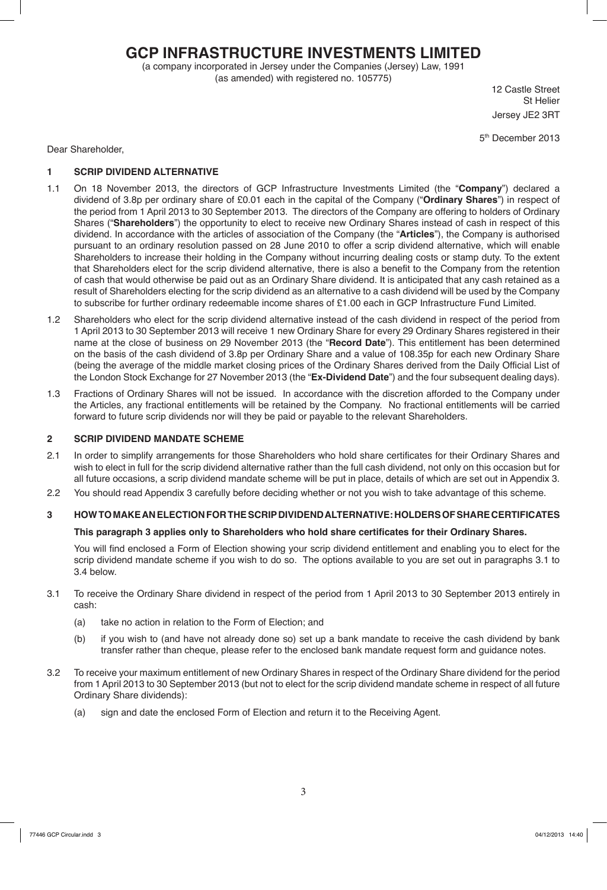# GCP INFRASTRUCTURE INVESTMENTS LIMITED

(a company incorporated in Jersey under the Companies (Jersey) Law, 1991
(as amended) with registered no. 105775)

12 Castle Street
St Helier
Jersey JE2 3RT

5th December 2013

Dear Shareholder,

## 1 SCRIP DIVIDEND ALTERNATIVE

1.1 On 18 November 2013, the directors of GCP Infrastructure Investments Limited (the "**Company**") declared a dividend of 3.8p per ordinary share of £0.01 each in the capital of the Company ("**Ordinary Shares**") in respect of the period from 1 April 2013 to 30 September 2013. The directors of the Company are offering to holders of Ordinary Shares ("**Shareholders**") the opportunity to elect to receive new Ordinary Shares instead of cash in respect of this dividend. In accordance with the articles of association of the Company (the "**Articles**"), the Company is authorised pursuant to an ordinary resolution passed on 28 June 2010 to offer a scrip dividend alternative, which will enable Shareholders to increase their holding in the Company without incurring dealing costs or stamp duty. To the extent that Shareholders elect for the scrip dividend alternative, there is also a benefit to the Company from the retention of cash that would otherwise be paid out as an Ordinary Share dividend. It is anticipated that any cash retained as a result of Shareholders electing for the scrip dividend as an alternative to a cash dividend will be used by the Company to subscribe for further ordinary redeemable income shares of £1.00 each in GCP Infrastructure Fund Limited.

1.2 Shareholders who elect for the scrip dividend alternative instead of the cash dividend in respect of the period from 1 April 2013 to 30 September 2013 will receive 1 new Ordinary Share for every 29 Ordinary Shares registered in their name at the close of business on 29 November 2013 (the "**Record Date**"). This entitlement has been determined on the basis of the cash dividend of 3.8p per Ordinary Share and a value of 108.35p for each new Ordinary Share (being the average of the middle market closing prices of the Ordinary Shares derived from the Daily Official List of the London Stock Exchange for 27 November 2013 (the "**Ex-Dividend Date**") and the four subsequent dealing days).

1.3 Fractions of Ordinary Shares will not be issued. In accordance with the discretion afforded to the Company under the Articles, any fractional entitlements will be retained by the Company. No fractional entitlements will be carried forward to future scrip dividends nor will they be paid or payable to the relevant Shareholders.

## 2 SCRIP DIVIDEND MANDATE SCHEME

2.1 In order to simplify arrangements for those Shareholders who hold share certificates for their Ordinary Shares and wish to elect in full for the scrip dividend alternative rather than the full cash dividend, not only on this occasion but for all future occasions, a scrip dividend mandate scheme will be put in place, details of which are set out in Appendix 3.

2.2 You should read Appendix 3 carefully before deciding whether or not you wish to take advantage of this scheme.

## 3 HOW TO MAKE AN ELECTION FOR THE SCRIP DIVIDEND ALTERNATIVE: HOLDERS OF SHARE CERTIFICATES

**This paragraph 3 applies only to Shareholders who hold share certificates for their Ordinary Shares.**

You will find enclosed a Form of Election showing your scrip dividend entitlement and enabling you to elect for the scrip dividend mandate scheme if you wish to do so. The options available to you are set out in paragraphs 3.1 to 3.4 below.

3.1 To receive the Ordinary Share dividend in respect of the period from 1 April 2013 to 30 September 2013 entirely in cash:

(a) take no action in relation to the Form of Election; and

(b) if you wish to (and have not already done so) set up a bank mandate to receive the cash dividend by bank transfer rather than cheque, please refer to the enclosed bank mandate request form and guidance notes.

3.2 To receive your maximum entitlement of new Ordinary Shares in respect of the Ordinary Share dividend for the period from 1 April 2013 to 30 September 2013 (but not to elect for the scrip dividend mandate scheme in respect of all future Ordinary Share dividends):

(a) sign and date the enclosed Form of Election and return it to the Receiving Agent.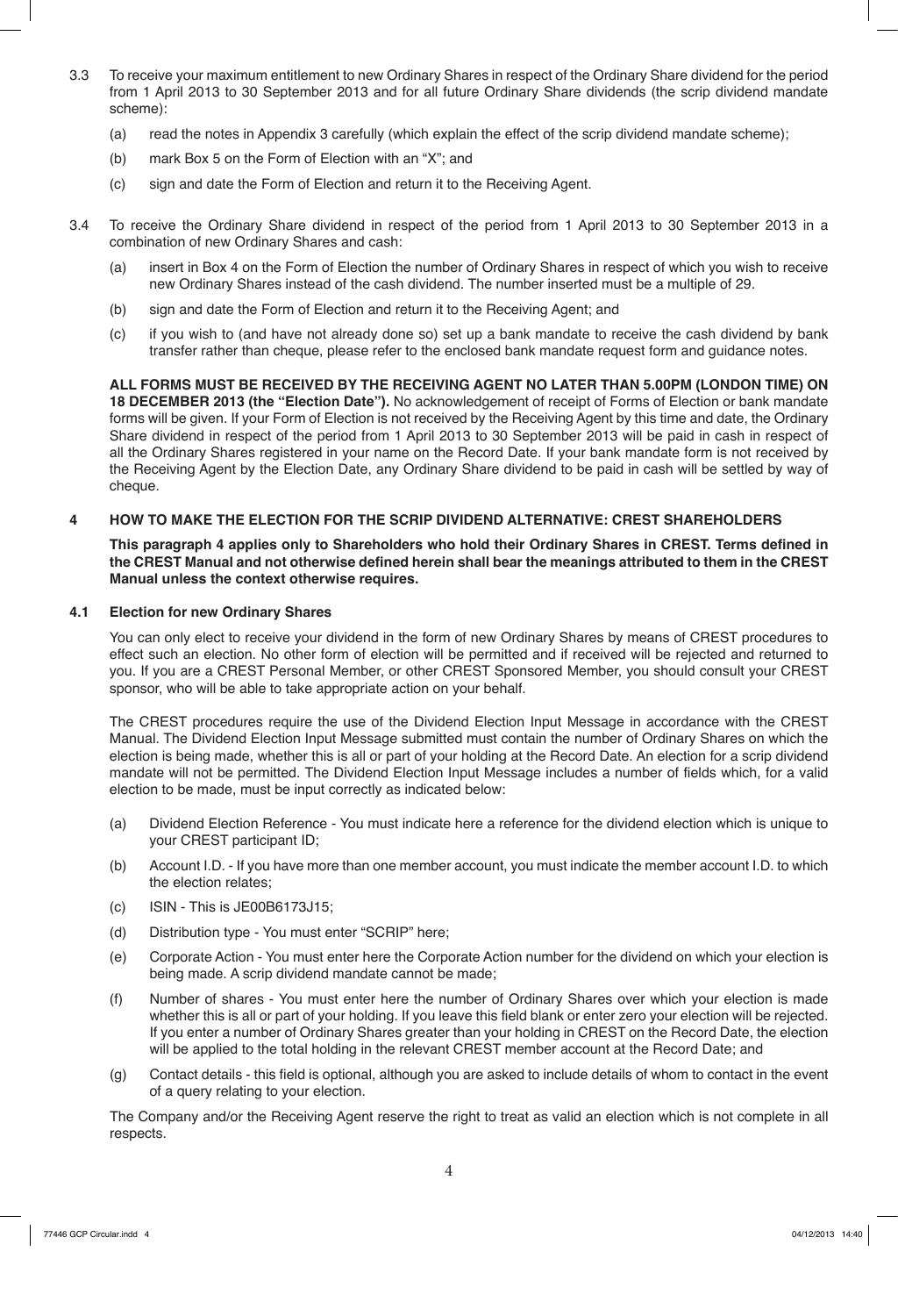3.3 To receive your maximum entitlement to new Ordinary Shares in respect of the Ordinary Share dividend for the period from 1 April 2013 to 30 September 2013 and for all future Ordinary Share dividends (the scrip dividend mandate scheme):

(a) read the notes in Appendix 3 carefully (which explain the effect of the scrip dividend mandate scheme);

(b) mark Box 5 on the Form of Election with an "X"; and

(c) sign and date the Form of Election and return it to the Receiving Agent.

3.4 To receive the Ordinary Share dividend in respect of the period from 1 April 2013 to 30 September 2013 in a combination of new Ordinary Shares and cash:

(a) insert in Box 4 on the Form of Election the number of Ordinary Shares in respect of which you wish to receive new Ordinary Shares instead of the cash dividend. The number inserted must be a multiple of 29.

(b) sign and date the Form of Election and return it to the Receiving Agent; and

(c) if you wish to (and have not already done so) set up a bank mandate to receive the cash dividend by bank transfer rather than cheque, please refer to the enclosed bank mandate request form and guidance notes.

**ALL FORMS MUST BE RECEIVED BY THE RECEIVING AGENT NO LATER THAN 5.00PM (LONDON TIME) ON 18 DECEMBER 2013 (the "Election Date").** No acknowledgement of receipt of Forms of Election or bank mandate forms will be given. If your Form of Election is not received by the Receiving Agent by this time and date, the Ordinary Share dividend in respect of the period from 1 April 2013 to 30 September 2013 will be paid in cash in respect of all the Ordinary Shares registered in your name on the Record Date. If your bank mandate form is not received by the Receiving Agent by the Election Date, any Ordinary Share dividend to be paid in cash will be settled by way of cheque.

## 4 HOW TO MAKE THE ELECTION FOR THE SCRIP DIVIDEND ALTERNATIVE: CREST SHAREHOLDERS

**This paragraph 4 applies only to Shareholders who hold their Ordinary Shares in CREST. Terms defined in the CREST Manual and not otherwise defined herein shall bear the meanings attributed to them in the CREST Manual unless the context otherwise requires.**

### 4.1 Election for new Ordinary Shares

You can only elect to receive your dividend in the form of new Ordinary Shares by means of CREST procedures to effect such an election. No other form of election will be permitted and if received will be rejected and returned to you. If you are a CREST Personal Member, or other CREST Sponsored Member, you should consult your CREST sponsor, who will be able to take appropriate action on your behalf.

The CREST procedures require the use of the Dividend Election Input Message in accordance with the CREST Manual. The Dividend Election Input Message submitted must contain the number of Ordinary Shares on which the election is being made, whether this is all or part of your holding at the Record Date. An election for a scrip dividend mandate will not be permitted. The Dividend Election Input Message includes a number of fields which, for a valid election to be made, must be input correctly as indicated below:

(a) Dividend Election Reference - You must indicate here a reference for the dividend election which is unique to your CREST participant ID;

(b) Account I.D. - If you have more than one member account, you must indicate the member account I.D. to which the election relates;

(c) ISIN - This is JE00B6173J15;

(d) Distribution type - You must enter "SCRIP" here;

(e) Corporate Action - You must enter here the Corporate Action number for the dividend on which your election is being made. A scrip dividend mandate cannot be made;

(f) Number of shares - You must enter here the number of Ordinary Shares over which your election is made whether this is all or part of your holding. If you leave this field blank or enter zero your election will be rejected. If you enter a number of Ordinary Shares greater than your holding in CREST on the Record Date, the election will be applied to the total holding in the relevant CREST member account at the Record Date; and

(g) Contact details - this field is optional, although you are asked to include details of whom to contact in the event of a query relating to your election.

The Company and/or the Receiving Agent reserve the right to treat as valid an election which is not complete in all respects.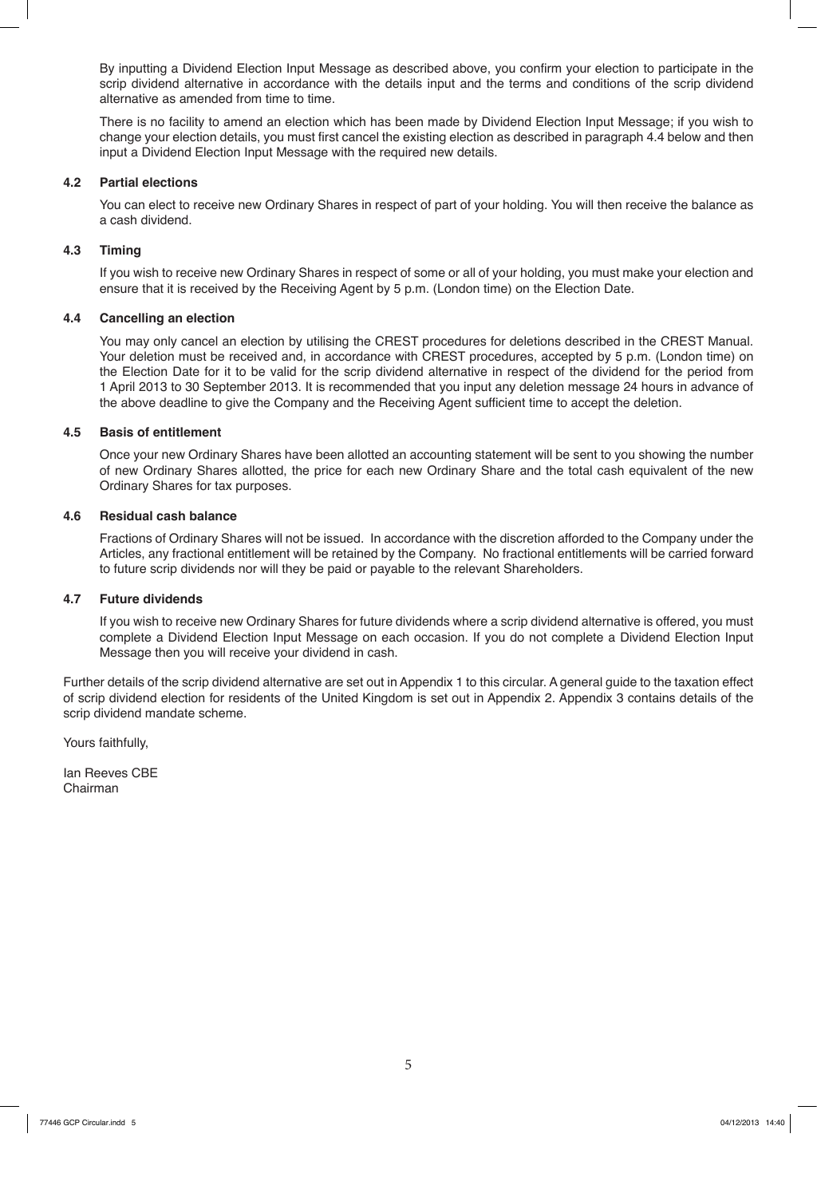By inputting a Dividend Election Input Message as described above, you confirm your election to participate in the scrip dividend alternative in accordance with the details input and the terms and conditions of the scrip dividend alternative as amended from time to time.

There is no facility to amend an election which has been made by Dividend Election Input Message; if you wish to change your election details, you must first cancel the existing election as described in paragraph 4.4 below and then input a Dividend Election Input Message with the required new details.

### 4.2 Partial elections

You can elect to receive new Ordinary Shares in respect of part of your holding. You will then receive the balance as a cash dividend.

### 4.3 Timing

If you wish to receive new Ordinary Shares in respect of some or all of your holding, you must make your election and ensure that it is received by the Receiving Agent by 5 p.m. (London time) on the Election Date.

### 4.4 Cancelling an election

You may only cancel an election by utilising the CREST procedures for deletions described in the CREST Manual. Your deletion must be received and, in accordance with CREST procedures, accepted by 5 p.m. (London time) on the Election Date for it to be valid for the scrip dividend alternative in respect of the dividend for the period from 1 April 2013 to 30 September 2013. It is recommended that you input any deletion message 24 hours in advance of the above deadline to give the Company and the Receiving Agent sufficient time to accept the deletion.

### 4.5 Basis of entitlement

Once your new Ordinary Shares have been allotted an accounting statement will be sent to you showing the number of new Ordinary Shares allotted, the price for each new Ordinary Share and the total cash equivalent of the new Ordinary Shares for tax purposes.

### 4.6 Residual cash balance

Fractions of Ordinary Shares will not be issued. In accordance with the discretion afforded to the Company under the Articles, any fractional entitlement will be retained by the Company. No fractional entitlements will be carried forward to future scrip dividends nor will they be paid or payable to the relevant Shareholders.

### 4.7 Future dividends

If you wish to receive new Ordinary Shares for future dividends where a scrip dividend alternative is offered, you must complete a Dividend Election Input Message on each occasion. If you do not complete a Dividend Election Input Message then you will receive your dividend in cash.

Further details of the scrip dividend alternative are set out in Appendix 1 to this circular. A general guide to the taxation effect of scrip dividend election for residents of the United Kingdom is set out in Appendix 2. Appendix 3 contains details of the scrip dividend mandate scheme.

Yours faithfully,

Ian Reeves CBE
Chairman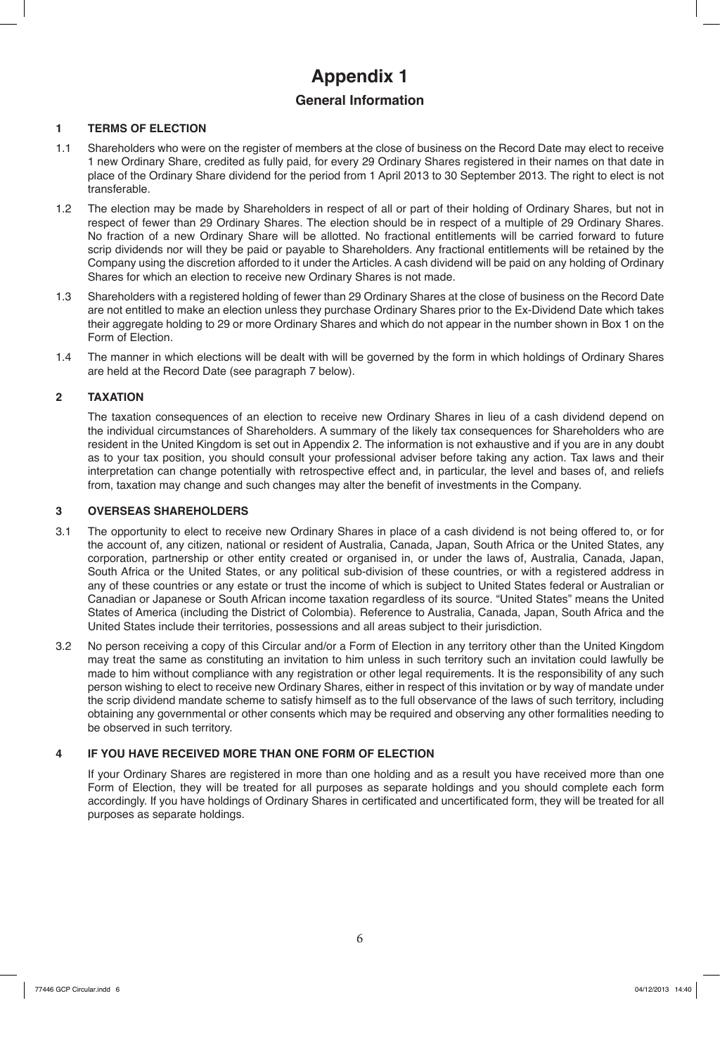# Appendix 1

## General Information

### 1 TERMS OF ELECTION

1.1 Shareholders who were on the register of members at the close of business on the Record Date may elect to receive 1 new Ordinary Share, credited as fully paid, for every 29 Ordinary Shares registered in their names on that date in place of the Ordinary Share dividend for the period from 1 April 2013 to 30 September 2013. The right to elect is not transferable.

1.2 The election may be made by Shareholders in respect of all or part of their holding of Ordinary Shares, but not in respect of fewer than 29 Ordinary Shares. The election should be in respect of a multiple of 29 Ordinary Shares. No fraction of a new Ordinary Share will be allotted. No fractional entitlements will be carried forward to future scrip dividends nor will they be paid or payable to Shareholders. Any fractional entitlements will be retained by the Company using the discretion afforded to it under the Articles. A cash dividend will be paid on any holding of Ordinary Shares for which an election to receive new Ordinary Shares is not made.

1.3 Shareholders with a registered holding of fewer than 29 Ordinary Shares at the close of business on the Record Date are not entitled to make an election unless they purchase Ordinary Shares prior to the Ex-Dividend Date which takes their aggregate holding to 29 or more Ordinary Shares and which do not appear in the number shown in Box 1 on the Form of Election.

1.4 The manner in which elections will be dealt with will be governed by the form in which holdings of Ordinary Shares are held at the Record Date (see paragraph 7 below).

### 2 TAXATION

The taxation consequences of an election to receive new Ordinary Shares in lieu of a cash dividend depend on the individual circumstances of Shareholders. A summary of the likely tax consequences for Shareholders who are resident in the United Kingdom is set out in Appendix 2. The information is not exhaustive and if you are in any doubt as to your tax position, you should consult your professional adviser before taking any action. Tax laws and their interpretation can change potentially with retrospective effect and, in particular, the level and bases of, and reliefs from, taxation may change and such changes may alter the benefit of investments in the Company.

### 3 OVERSEAS SHAREHOLDERS

3.1 The opportunity to elect to receive new Ordinary Shares in place of a cash dividend is not being offered to, or for the account of, any citizen, national or resident of Australia, Canada, Japan, South Africa or the United States, any corporation, partnership or other entity created or organised in, or under the laws of, Australia, Canada, Japan, South Africa or the United States, or any political sub-division of these countries, or with a registered address in any of these countries or any estate or trust the income of which is subject to United States federal or Australian or Canadian or Japanese or South African income taxation regardless of its source. "United States" means the United States of America (including the District of Colombia). Reference to Australia, Canada, Japan, South Africa and the United States include their territories, possessions and all areas subject to their jurisdiction.

3.2 No person receiving a copy of this Circular and/or a Form of Election in any territory other than the United Kingdom may treat the same as constituting an invitation to him unless in such territory such an invitation could lawfully be made to him without compliance with any registration or other legal requirements. It is the responsibility of any such person wishing to elect to receive new Ordinary Shares, either in respect of this invitation or by way of mandate under the scrip dividend mandate scheme to satisfy himself as to the full observance of the laws of such territory, including obtaining any governmental or other consents which may be required and observing any other formalities needing to be observed in such territory.

### 4 IF YOU HAVE RECEIVED MORE THAN ONE FORM OF ELECTION

If your Ordinary Shares are registered in more than one holding and as a result you have received more than one Form of Election, they will be treated for all purposes as separate holdings and you should complete each form accordingly. If you have holdings of Ordinary Shares in certificated and uncertificated form, they will be treated for all purposes as separate holdings.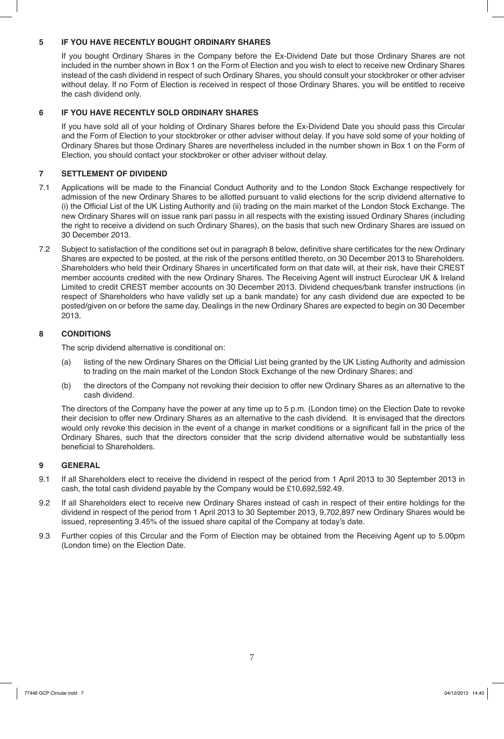## 5 IF YOU HAVE RECENTLY BOUGHT ORDINARY SHARES

If you bought Ordinary Shares in the Company before the Ex-Dividend Date but those Ordinary Shares are not included in the number shown in Box 1 on the Form of Election and you wish to elect to receive new Ordinary Shares instead of the cash dividend in respect of such Ordinary Shares, you should consult your stockbroker or other adviser without delay. If no Form of Election is received in respect of those Ordinary Shares, you will be entitled to receive the cash dividend only.

## 6 IF YOU HAVE RECENTLY SOLD ORDINARY SHARES

If you have sold all of your holding of Ordinary Shares before the Ex-Dividend Date you should pass this Circular and the Form of Election to your stockbroker or other adviser without delay. If you have sold some of your holding of Ordinary Shares but those Ordinary Shares are nevertheless included in the number shown in Box 1 on the Form of Election, you should contact your stockbroker or other adviser without delay.

## 7 SETTLEMENT OF DIVIDEND

7.1 Applications will be made to the Financial Conduct Authority and to the London Stock Exchange respectively for admission of the new Ordinary Shares to be allotted pursuant to valid elections for the scrip dividend alternative to (i) the Official List of the UK Listing Authority and (ii) trading on the main market of the London Stock Exchange. The new Ordinary Shares will on issue rank pari passu in all respects with the existing issued Ordinary Shares (including the right to receive a dividend on such Ordinary Shares), on the basis that such new Ordinary Shares are issued on 30 December 2013.

7.2 Subject to satisfaction of the conditions set out in paragraph 8 below, definitive share certificates for the new Ordinary Shares are expected to be posted, at the risk of the persons entitled thereto, on 30 December 2013 to Shareholders. Shareholders who held their Ordinary Shares in uncertificated form on that date will, at their risk, have their CREST member accounts credited with the new Ordinary Shares. The Receiving Agent will instruct Euroclear UK & Ireland Limited to credit CREST member accounts on 30 December 2013. Dividend cheques/bank transfer instructions (in respect of Shareholders who have validly set up a bank mandate) for any cash dividend due are expected to be posted/given on or before the same day. Dealings in the new Ordinary Shares are expected to begin on 30 December 2013.

## 8 CONDITIONS

The scrip dividend alternative is conditional on:

(a) listing of the new Ordinary Shares on the Official List being granted by the UK Listing Authority and admission to trading on the main market of the London Stock Exchange of the new Ordinary Shares; and

(b) the directors of the Company not revoking their decision to offer new Ordinary Shares as an alternative to the cash dividend.

The directors of the Company have the power at any time up to 5 p.m. (London time) on the Election Date to revoke their decision to offer new Ordinary Shares as an alternative to the cash dividend. It is envisaged that the directors would only revoke this decision in the event of a change in market conditions or a significant fall in the price of the Ordinary Shares, such that the directors consider that the scrip dividend alternative would be substantially less beneficial to Shareholders.

## 9 GENERAL

9.1 If all Shareholders elect to receive the dividend in respect of the period from 1 April 2013 to 30 September 2013 in cash, the total cash dividend payable by the Company would be £10,692,592.49.

9.2 If all Shareholders elect to receive new Ordinary Shares instead of cash in respect of their entire holdings for the dividend in respect of the period from 1 April 2013 to 30 September 2013, 9,702,897 new Ordinary Shares would be issued, representing 3.45% of the issued share capital of the Company at today's date.

9.3 Further copies of this Circular and the Form of Election may be obtained from the Receiving Agent up to 5.00pm (London time) on the Election Date.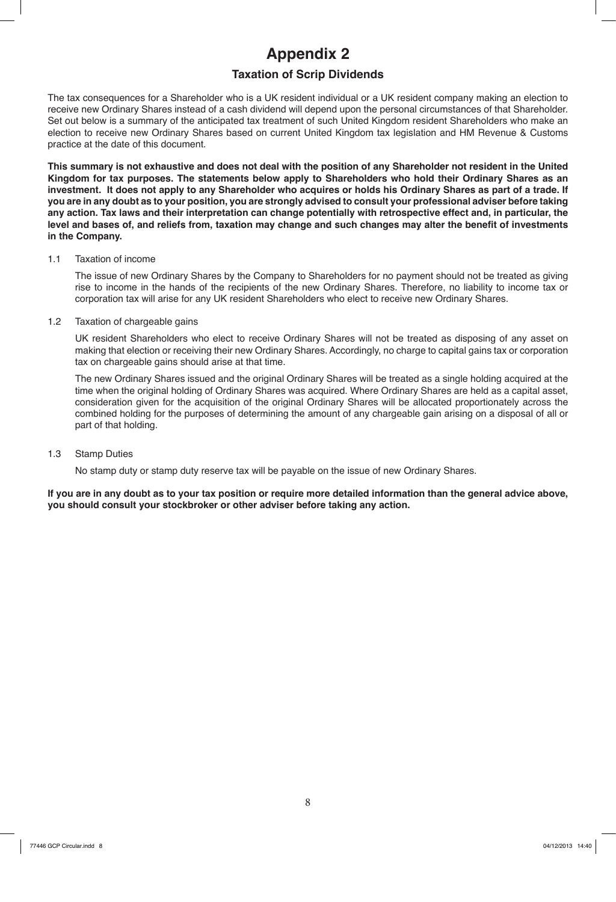# Appendix 2

## Taxation of Scrip Dividends

The tax consequences for a Shareholder who is a UK resident individual or a UK resident company making an election to receive new Ordinary Shares instead of a cash dividend will depend upon the personal circumstances of that Shareholder. Set out below is a summary of the anticipated tax treatment of such United Kingdom resident Shareholders who make an election to receive new Ordinary Shares based on current United Kingdom tax legislation and HM Revenue & Customs practice at the date of this document.

**This summary is not exhaustive and does not deal with the position of any Shareholder not resident in the United Kingdom for tax purposes. The statements below apply to Shareholders who hold their Ordinary Shares as an investment. It does not apply to any Shareholder who acquires or holds his Ordinary Shares as part of a trade. If you are in any doubt as to your position, you are strongly advised to consult your professional adviser before taking any action. Tax laws and their interpretation can change potentially with retrospective effect and, in particular, the level and bases of, and reliefs from, taxation may change and such changes may alter the benefit of investments in the Company.**

1.1 Taxation of income

The issue of new Ordinary Shares by the Company to Shareholders for no payment should not be treated as giving rise to income in the hands of the recipients of the new Ordinary Shares. Therefore, no liability to income tax or corporation tax will arise for any UK resident Shareholders who elect to receive new Ordinary Shares.

1.2 Taxation of chargeable gains

UK resident Shareholders who elect to receive Ordinary Shares will not be treated as disposing of any asset on making that election or receiving their new Ordinary Shares. Accordingly, no charge to capital gains tax or corporation tax on chargeable gains should arise at that time.

The new Ordinary Shares issued and the original Ordinary Shares will be treated as a single holding acquired at the time when the original holding of Ordinary Shares was acquired. Where Ordinary Shares are held as a capital asset, consideration given for the acquisition of the original Ordinary Shares will be allocated proportionately across the combined holding for the purposes of determining the amount of any chargeable gain arising on a disposal of all or part of that holding.

1.3 Stamp Duties

No stamp duty or stamp duty reserve tax will be payable on the issue of new Ordinary Shares.

**If you are in any doubt as to your tax position or require more detailed information than the general advice above, you should consult your stockbroker or other adviser before taking any action.**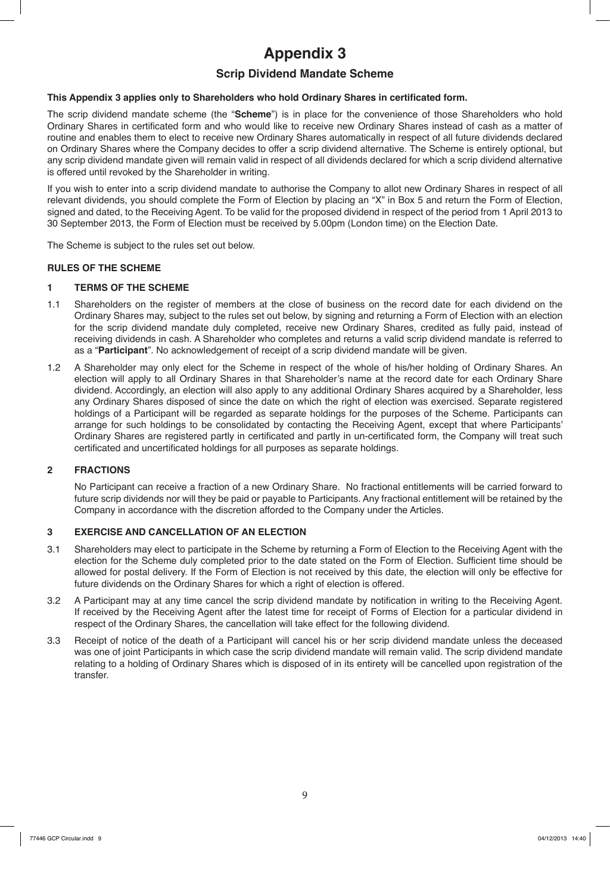# Appendix 3

## Scrip Dividend Mandate Scheme

**This Appendix 3 applies only to Shareholders who hold Ordinary Shares in certificated form.**

The scrip dividend mandate scheme (the "**Scheme**") is in place for the convenience of those Shareholders who hold Ordinary Shares in certificated form and who would like to receive new Ordinary Shares instead of cash as a matter of routine and enables them to elect to receive new Ordinary Shares automatically in respect of all future dividends declared on Ordinary Shares where the Company decides to offer a scrip dividend alternative. The Scheme is entirely optional, but any scrip dividend mandate given will remain valid in respect of all dividends declared for which a scrip dividend alternative is offered until revoked by the Shareholder in writing.

If you wish to enter into a scrip dividend mandate to authorise the Company to allot new Ordinary Shares in respect of all relevant dividends, you should complete the Form of Election by placing an "X" in Box 5 and return the Form of Election, signed and dated, to the Receiving Agent. To be valid for the proposed dividend in respect of the period from 1 April 2013 to 30 September 2013, the Form of Election must be received by 5.00pm (London time) on the Election Date.

The Scheme is subject to the rules set out below.

**RULES OF THE SCHEME**

**1 TERMS OF THE SCHEME**

1.1 Shareholders on the register of members at the close of business on the record date for each dividend on the Ordinary Shares may, subject to the rules set out below, by signing and returning a Form of Election with an election for the scrip dividend mandate duly completed, receive new Ordinary Shares, credited as fully paid, instead of receiving dividends in cash. A Shareholder who completes and returns a valid scrip dividend mandate is referred to as a "**Participant**". No acknowledgement of receipt of a scrip dividend mandate will be given.

1.2 A Shareholder may only elect for the Scheme in respect of the whole of his/her holding of Ordinary Shares. An election will apply to all Ordinary Shares in that Shareholder's name at the record date for each Ordinary Share dividend. Accordingly, an election will also apply to any additional Ordinary Shares acquired by a Shareholder, less any Ordinary Shares disposed of since the date on which the right of election was exercised. Separate registered holdings of a Participant will be regarded as separate holdings for the purposes of the Scheme. Participants can arrange for such holdings to be consolidated by contacting the Receiving Agent, except that where Participants' Ordinary Shares are registered partly in certificated and partly in un-certificated form, the Company will treat such certificated and uncertificated holdings for all purposes as separate holdings.

**2 FRACTIONS**

No Participant can receive a fraction of a new Ordinary Share. No fractional entitlements will be carried forward to future scrip dividends nor will they be paid or payable to Participants. Any fractional entitlement will be retained by the Company in accordance with the discretion afforded to the Company under the Articles.

**3 EXERCISE AND CANCELLATION OF AN ELECTION**

3.1 Shareholders may elect to participate in the Scheme by returning a Form of Election to the Receiving Agent with the election for the Scheme duly completed prior to the date stated on the Form of Election. Sufficient time should be allowed for postal delivery. If the Form of Election is not received by this date, the election will only be effective for future dividends on the Ordinary Shares for which a right of election is offered.

3.2 A Participant may at any time cancel the scrip dividend mandate by notification in writing to the Receiving Agent. If received by the Receiving Agent after the latest time for receipt of Forms of Election for a particular dividend in respect of the Ordinary Shares, the cancellation will take effect for the following dividend.

3.3 Receipt of notice of the death of a Participant will cancel his or her scrip dividend mandate unless the deceased was one of joint Participants in which case the scrip dividend mandate will remain valid. The scrip dividend mandate relating to a holding of Ordinary Shares which is disposed of in its entirety will be cancelled upon registration of the transfer.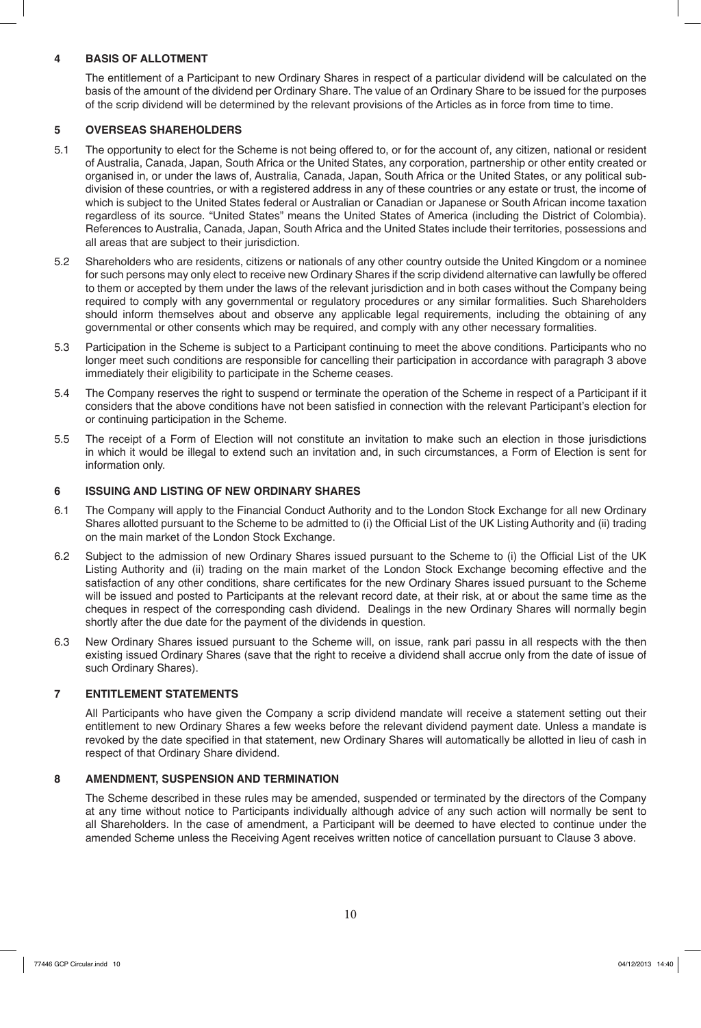## 4 BASIS OF ALLOTMENT

The entitlement of a Participant to new Ordinary Shares in respect of a particular dividend will be calculated on the basis of the amount of the dividend per Ordinary Share. The value of an Ordinary Share to be issued for the purposes of the scrip dividend will be determined by the relevant provisions of the Articles as in force from time to time.

## 5 OVERSEAS SHAREHOLDERS

5.1 The opportunity to elect for the Scheme is not being offered to, or for the account of, any citizen, national or resident of Australia, Canada, Japan, South Africa or the United States, any corporation, partnership or other entity created or organised in, or under the laws of, Australia, Canada, Japan, South Africa or the United States, or any political sub-division of these countries, or with a registered address in any of these countries or any estate or trust, the income of which is subject to the United States federal or Australian or Canadian or Japanese or South African income taxation regardless of its source. "United States" means the United States of America (including the District of Colombia). References to Australia, Canada, Japan, South Africa and the United States include their territories, possessions and all areas that are subject to their jurisdiction.

5.2 Shareholders who are residents, citizens or nationals of any other country outside the United Kingdom or a nominee for such persons may only elect to receive new Ordinary Shares if the scrip dividend alternative can lawfully be offered to them or accepted by them under the laws of the relevant jurisdiction and in both cases without the Company being required to comply with any governmental or regulatory procedures or any similar formalities. Such Shareholders should inform themselves about and observe any applicable legal requirements, including the obtaining of any governmental or other consents which may be required, and comply with any other necessary formalities.

5.3 Participation in the Scheme is subject to a Participant continuing to meet the above conditions. Participants who no longer meet such conditions are responsible for cancelling their participation in accordance with paragraph 3 above immediately their eligibility to participate in the Scheme ceases.

5.4 The Company reserves the right to suspend or terminate the operation of the Scheme in respect of a Participant if it considers that the above conditions have not been satisfied in connection with the relevant Participant's election for or continuing participation in the Scheme.

5.5 The receipt of a Form of Election will not constitute an invitation to make such an election in those jurisdictions in which it would be illegal to extend such an invitation and, in such circumstances, a Form of Election is sent for information only.

## 6 ISSUING AND LISTING OF NEW ORDINARY SHARES

6.1 The Company will apply to the Financial Conduct Authority and to the London Stock Exchange for all new Ordinary Shares allotted pursuant to the Scheme to be admitted to (i) the Official List of the UK Listing Authority and (ii) trading on the main market of the London Stock Exchange.

6.2 Subject to the admission of new Ordinary Shares issued pursuant to the Scheme to (i) the Official List of the UK Listing Authority and (ii) trading on the main market of the London Stock Exchange becoming effective and the satisfaction of any other conditions, share certificates for the new Ordinary Shares issued pursuant to the Scheme will be issued and posted to Participants at the relevant record date, at their risk, at or about the same time as the cheques in respect of the corresponding cash dividend. Dealings in the new Ordinary Shares will normally begin shortly after the due date for the payment of the dividends in question.

6.3 New Ordinary Shares issued pursuant to the Scheme will, on issue, rank pari passu in all respects with the then existing issued Ordinary Shares (save that the right to receive a dividend shall accrue only from the date of issue of such Ordinary Shares).

## 7 ENTITLEMENT STATEMENTS

All Participants who have given the Company a scrip dividend mandate will receive a statement setting out their entitlement to new Ordinary Shares a few weeks before the relevant dividend payment date. Unless a mandate is revoked by the date specified in that statement, new Ordinary Shares will automatically be allotted in lieu of cash in respect of that Ordinary Share dividend.

## 8 AMENDMENT, SUSPENSION AND TERMINATION

The Scheme described in these rules may be amended, suspended or terminated by the directors of the Company at any time without notice to Participants individually although advice of any such action will normally be sent to all Shareholders. In the case of amendment, a Participant will be deemed to have elected to continue under the amended Scheme unless the Receiving Agent receives written notice of cancellation pursuant to Clause 3 above.